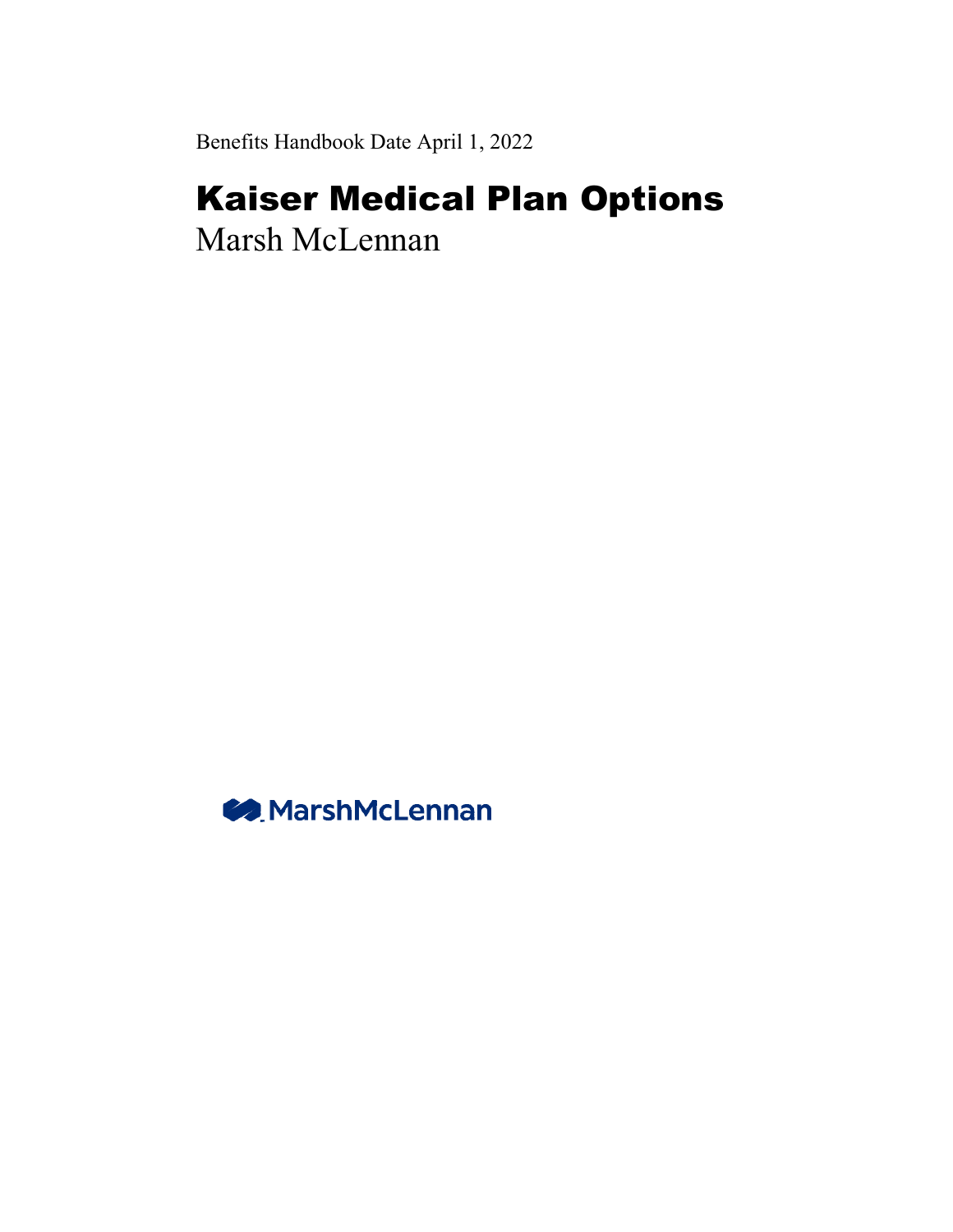Benefits Handbook Date April 1, 2022

# Kaiser Medical Plan Options

Marsh McLennan

MarshMcLennan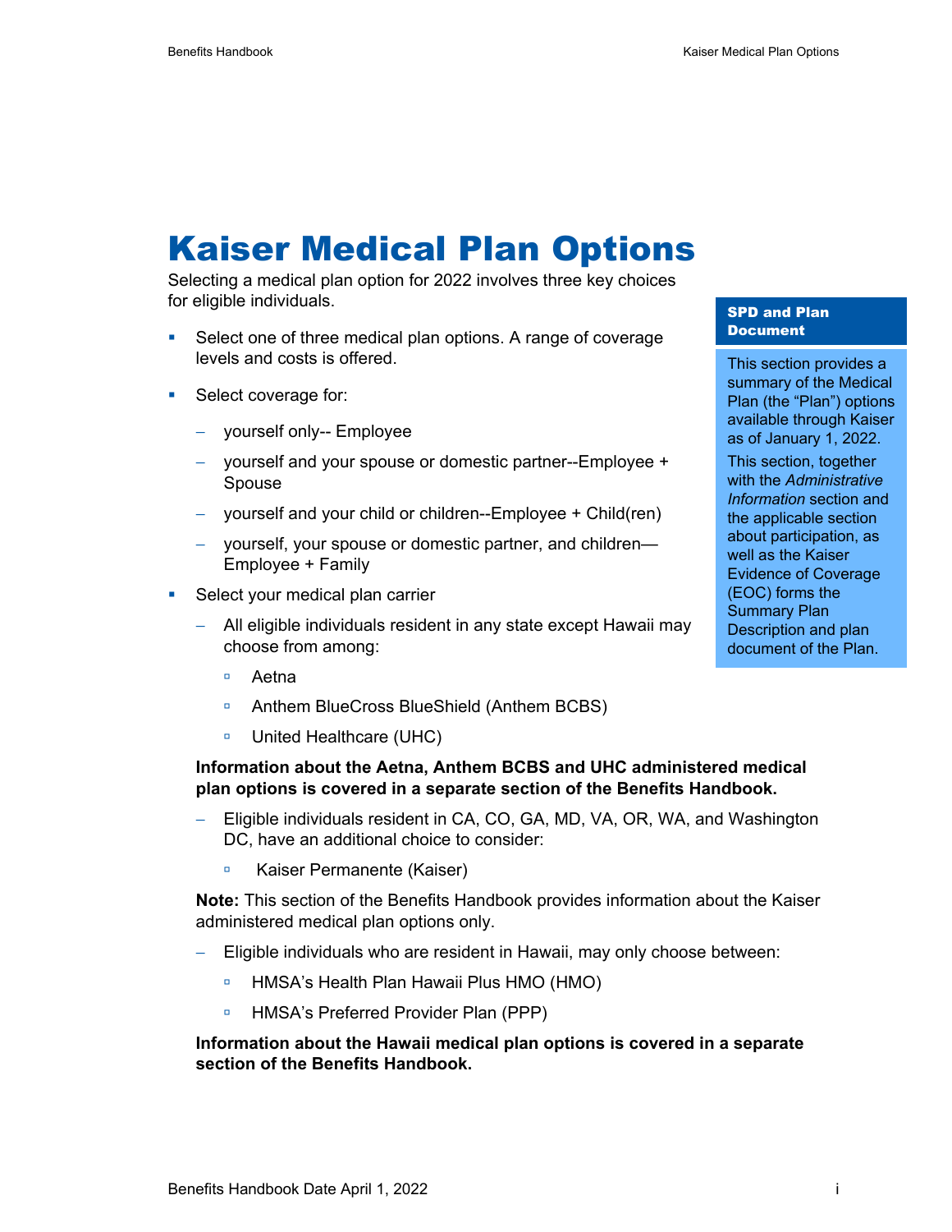# Kaiser Medical Plan Options

Selecting a medical plan option for 2022 involves three key choices for eligible individuals.

- Select one of three medical plan options. A range of coverage levels and costs is offered.
- Select coverage for:
  - yourself only-- Employee
  - yourself and your spouse or domestic partner--Employee + Spouse
  - yourself and your child or children--Employee + Child(ren)
  - yourself, your spouse or domestic partner, and children—Employee + Family
- Select your medical plan carrier
  - All eligible individuals resident in any state except Hawaii may choose from among:
    - Aetna
    - Anthem BlueCross BlueShield (Anthem BCBS)
    - United Healthcare (UHC)

  **Information about the Aetna, Anthem BCBS and UHC administered medical plan options is covered in a separate section of the Benefits Handbook.**

  - Eligible individuals resident in CA, CO, GA, MD, VA, OR, WA, and Washington DC, have an additional choice to consider:
    - Kaiser Permanente (Kaiser)

  **Note:** This section of the Benefits Handbook provides information about the Kaiser administered medical plan options only.

  - Eligible individuals who are resident in Hawaii, may only choose between:
    - HMSA's Health Plan Hawaii Plus HMO (HMO)
    - HMSA's Preferred Provider Plan (PPP)

  **Information about the Hawaii medical plan options is covered in a separate section of the Benefits Handbook.**

**SPD and Plan Document**

This section provides a summary of the Medical Plan (the "Plan") options available through Kaiser as of January 1, 2022.

This section, together with the *Administrative Information* section and the applicable section about participation, as well as the Kaiser Evidence of Coverage (EOC) forms the Summary Plan Description and plan document of the Plan.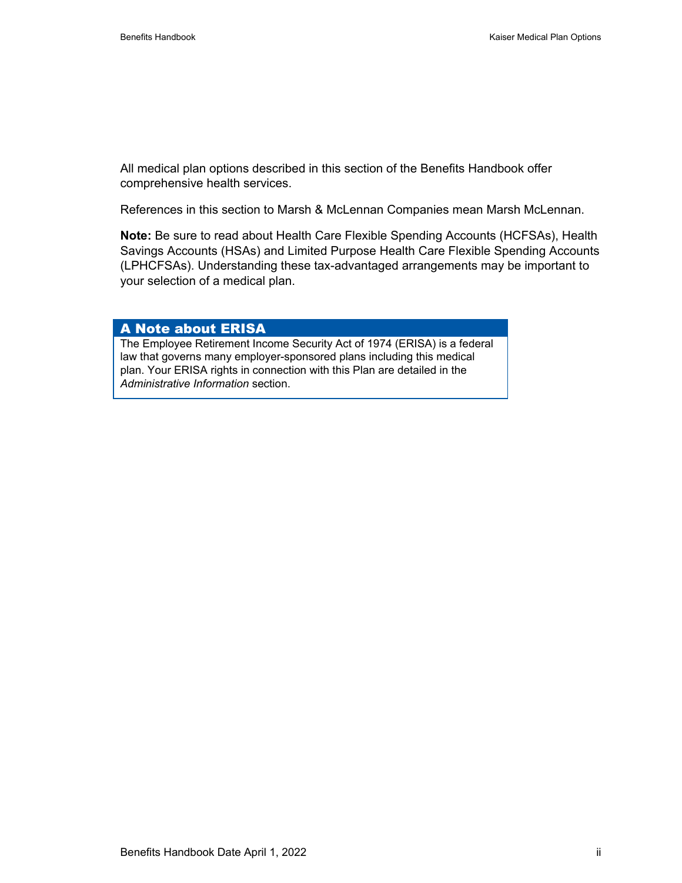All medical plan options described in this section of the Benefits Handbook offer comprehensive health services.

References in this section to Marsh & McLennan Companies mean Marsh McLennan.

**Note:** Be sure to read about Health Care Flexible Spending Accounts (HCFSAs), Health Savings Accounts (HSAs) and Limited Purpose Health Care Flexible Spending Accounts (LPHCFSAs). Understanding these tax-advantaged arrangements may be important to your selection of a medical plan.

### A Note about ERISA

The Employee Retirement Income Security Act of 1974 (ERISA) is a federal law that governs many employer-sponsored plans including this medical plan. Your ERISA rights in connection with this Plan are detailed in the *Administrative Information* section.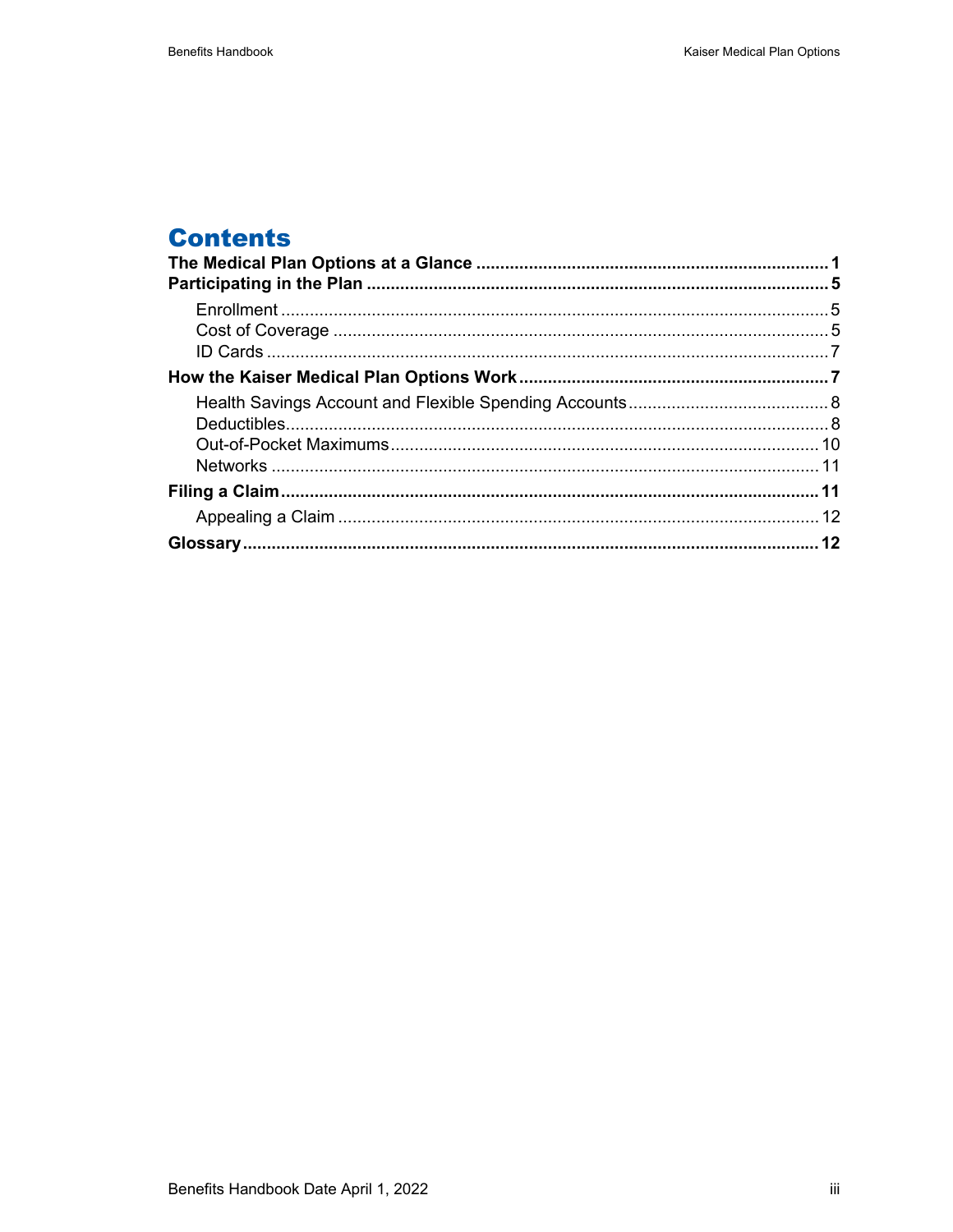# Contents

**The Medical Plan Options at a Glance ........................................................................ 1**

**Participating in the Plan ............................................................................................... 5**

- Enrollment ................................................................................................................ 5
- Cost of Coverage ...................................................................................................... 5
- ID Cards .................................................................................................................... 7

**How the Kaiser Medical Plan Options Work ............................................................... 7**

- Health Savings Account and Flexible Spending Accounts .......................................... 8
- Deductibles ................................................................................................................ 8
- Out-of-Pocket Maximums ......................................................................................... 10
- Networks .................................................................................................................. 11

**Filing a Claim ............................................................................................................. 11**

- Appealing a Claim .................................................................................................... 12

**Glossary ..................................................................................................................... 12**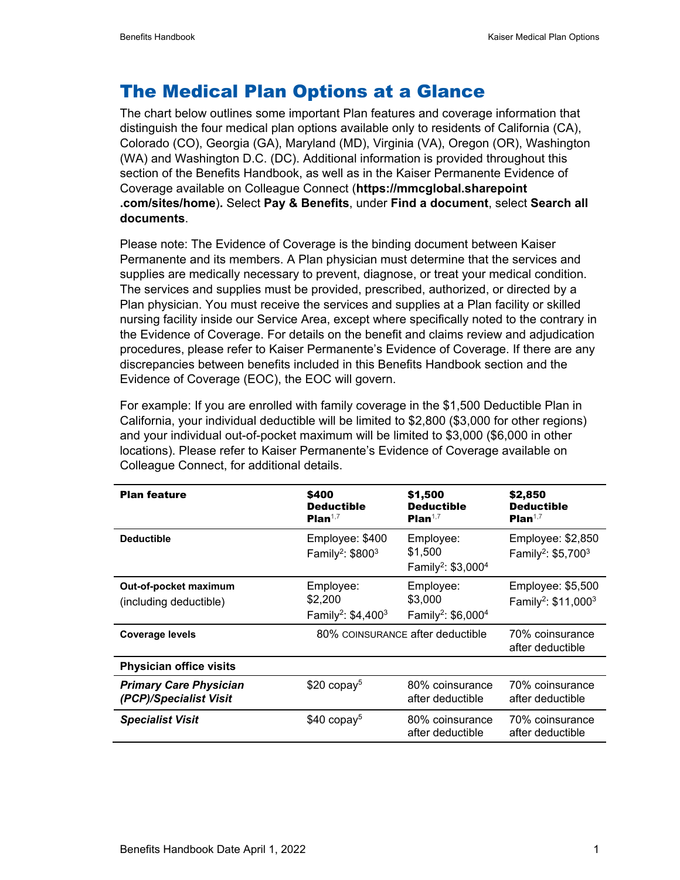# The Medical Plan Options at a Glance

The chart below outlines some important Plan features and coverage information that distinguish the four medical plan options available only to residents of California (CA), Colorado (CO), Georgia (GA), Maryland (MD), Virginia (VA), Oregon (OR), Washington (WA) and Washington D.C. (DC). Additional information is provided throughout this section of the Benefits Handbook, as well as in the Kaiser Permanente Evidence of Coverage available on Colleague Connect (**https://mmcglobal.sharepoint .com/sites/home**)**.** Select **Pay & Benefits**, under **Find a document**, select **Search all documents**.

Please note: The Evidence of Coverage is the binding document between Kaiser Permanente and its members. A Plan physician must determine that the services and supplies are medically necessary to prevent, diagnose, or treat your medical condition. The services and supplies must be provided, prescribed, authorized, or directed by a Plan physician. You must receive the services and supplies at a Plan facility or skilled nursing facility inside our Service Area, except where specifically noted to the contrary in the Evidence of Coverage. For details on the benefit and claims review and adjudication procedures, please refer to Kaiser Permanente's Evidence of Coverage. If there are any discrepancies between benefits included in this Benefits Handbook section and the Evidence of Coverage (EOC), the EOC will govern.

For example: If you are enrolled with family coverage in the $1,500 Deductible Plan in California, your individual deductible will be limited to $2,800 ($3,000 for other regions) and your individual out-of-pocket maximum will be limited to $3,000 ($6,000 in other locations). Please refer to Kaiser Permanente's Evidence of Coverage available on Colleague Connect, for additional details.

| Plan feature | $400 Deductible Plan[1,7] | $1,500 Deductible Plan[1,7] | $2,850 Deductible Plan[1,7] |
|---|---|---|---|
| **Deductible** | Employee: $400<br>Family[2]: $800[3] | Employee: $1,500<br>Family[2]: $3,000[4] | Employee: $2,850<br>Family[2]: $5,700[3] |
| **Out-of-pocket maximum** (including deductible) | Employee: $2,200<br>Family[2]: $4,400[3] | Employee: $3,000<br>Family[2]: $6,000[4] | Employee: $5,500<br>Family[2]: $11,000[3] |
| **Coverage levels** | 80% coinsurance after deductible | | 70% coinsurance after deductible |
| **Physician office visits** | | | |
| ***Primary Care Physician (PCP)/Specialist Visit*** | $20 copay[5] | 80% coinsurance after deductible | 70% coinsurance after deductible |
| ***Specialist Visit*** | $40 copay[5] | 80% coinsurance after deductible | 70% coinsurance after deductible |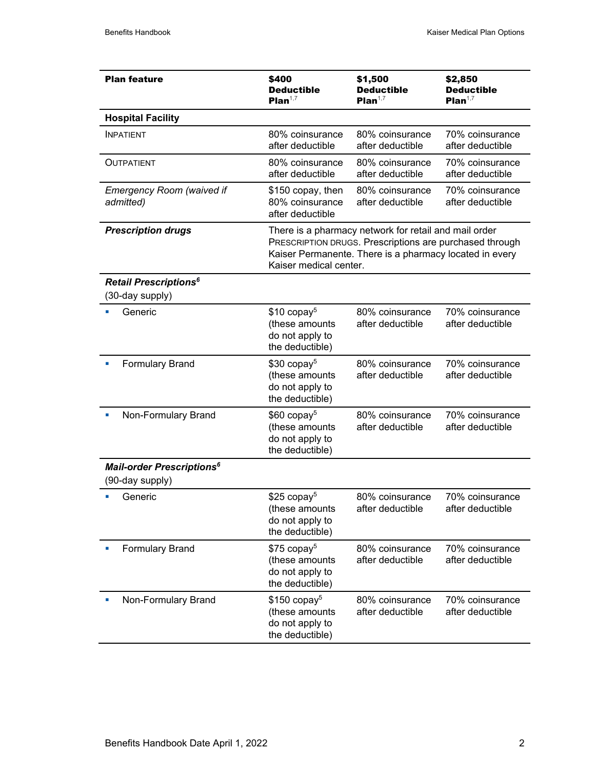| **Plan feature** | **$400 Deductible Plan**[1,7] | **$1,500 Deductible Plan**[1,7] | **$2,850 Deductible Plan**[1,7] |
|---|---|---|---|
| **Hospital Facility** | | | |
| INPATIENT | 80% coinsurance after deductible | 80% coinsurance after deductible | 70% coinsurance after deductible |
| OUTPATIENT | 80% coinsurance after deductible | 80% coinsurance after deductible | 70% coinsurance after deductible |
| *Emergency Room (waived if admitted)* | $150 copay, then 80% coinsurance after deductible | 80% coinsurance after deductible | 70% coinsurance after deductible |
| ***Prescription drugs*** | There is a pharmacy network for retail and mail order PRESCRIPTION DRUGS. Prescriptions are purchased through Kaiser Permanente. There is a pharmacy located in every Kaiser medical center. | | |
| ***Retail Prescriptions***[6] (30-day supply) | | | |
| ▪ Generic | $10 copay[5] (these amounts do not apply to the deductible) | 80% coinsurance after deductible | 70% coinsurance after deductible |
| ▪ Formulary Brand | $30 copay[5] (these amounts do not apply to the deductible) | 80% coinsurance after deductible | 70% coinsurance after deductible |
| ▪ Non-Formulary Brand | $60 copay[5] (these amounts do not apply to the deductible) | 80% coinsurance after deductible | 70% coinsurance after deductible |
| ***Mail-order Prescriptions***[6] (90-day supply) | | | |
| ▪ Generic | $25 copay[5] (these amounts do not apply to the deductible) | 80% coinsurance after deductible | 70% coinsurance after deductible |
| ▪ Formulary Brand | $75 copay[5] (these amounts do not apply to the deductible) | 80% coinsurance after deductible | 70% coinsurance after deductible |
| ▪ Non-Formulary Brand | $150 copay[5] (these amounts do not apply to the deductible) | 80% coinsurance after deductible | 70% coinsurance after deductible |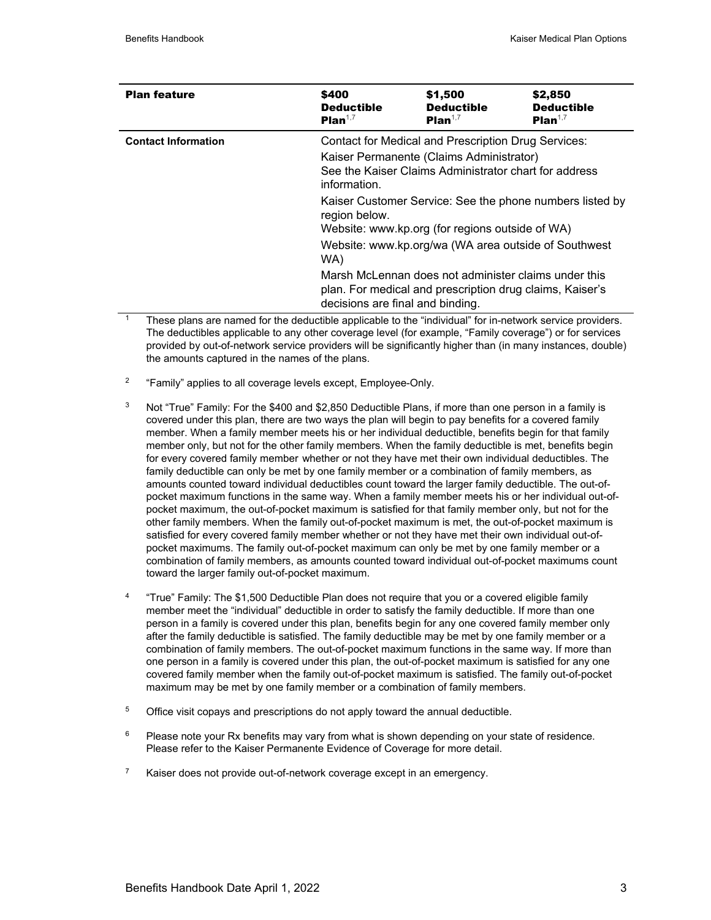| Plan feature | $400 Deductible Plan[1,7] | $1,500 Deductible Plan[1,7] | $2,850 Deductible Plan[1,7] |
|---|---|---|---|
| **Contact Information** | Contact for Medical and Prescription Drug Services:<br>Kaiser Permanente (Claims Administrator)<br>See the Kaiser Claims Administrator chart for address information.<br>Kaiser Customer Service: See the phone numbers listed by region below.<br>Website: www.kp.org (for regions outside of WA)<br>Website: www.kp.org/wa (WA area outside of Southwest WA)<br>Marsh McLennan does not administer claims under this plan. For medical and prescription drug claims, Kaiser's decisions are final and binding. | | |

[1] These plans are named for the deductible applicable to the "individual" for in-network service providers. The deductibles applicable to any other coverage level (for example, "Family coverage") or for services provided by out-of-network service providers will be significantly higher than (in many instances, double) the amounts captured in the names of the plans.

[2] "Family" applies to all coverage levels except, Employee-Only.

[3] Not "True" Family: For the $400 and $2,850 Deductible Plans, if more than one person in a family is covered under this plan, there are two ways the plan will begin to pay benefits for a covered family member. When a family member meets his or her individual deductible, benefits begin for that family member only, but not for the other family members. When the family deductible is met, benefits begin for every covered family member whether or not they have met their own individual deductibles. The family deductible can only be met by one family member or a combination of family members, as amounts counted toward individual deductibles count toward the larger family deductible. The out-of-pocket maximum functions in the same way. When a family member meets his or her individual out-of-pocket maximum, the out-of-pocket maximum is satisfied for that family member only, but not for the other family members. When the family out-of-pocket maximum is met, the out-of-pocket maximum is satisfied for every covered family member whether or not they have met their own individual out-of-pocket maximums. The family out-of-pocket maximum can only be met by one family member or a combination of family members, as amounts counted toward individual out-of-pocket maximums count toward the larger family out-of-pocket maximum.

[4] "True" Family: The $1,500 Deductible Plan does not require that you or a covered eligible family member meet the "individual" deductible in order to satisfy the family deductible. If more than one person in a family is covered under this plan, benefits begin for any one covered family member only after the family deductible is satisfied. The family deductible may be met by one family member or a combination of family members. The out-of-pocket maximum functions in the same way. If more than one person in a family is covered under this plan, the out-of-pocket maximum is satisfied for any one covered family member when the family out-of-pocket maximum is satisfied. The family out-of-pocket maximum may be met by one family member or a combination of family members.

[5] Office visit copays and prescriptions do not apply toward the annual deductible.

[6] Please note your Rx benefits may vary from what is shown depending on your state of residence. Please refer to the Kaiser Permanente Evidence of Coverage for more detail.

[7] Kaiser does not provide out-of-network coverage except in an emergency.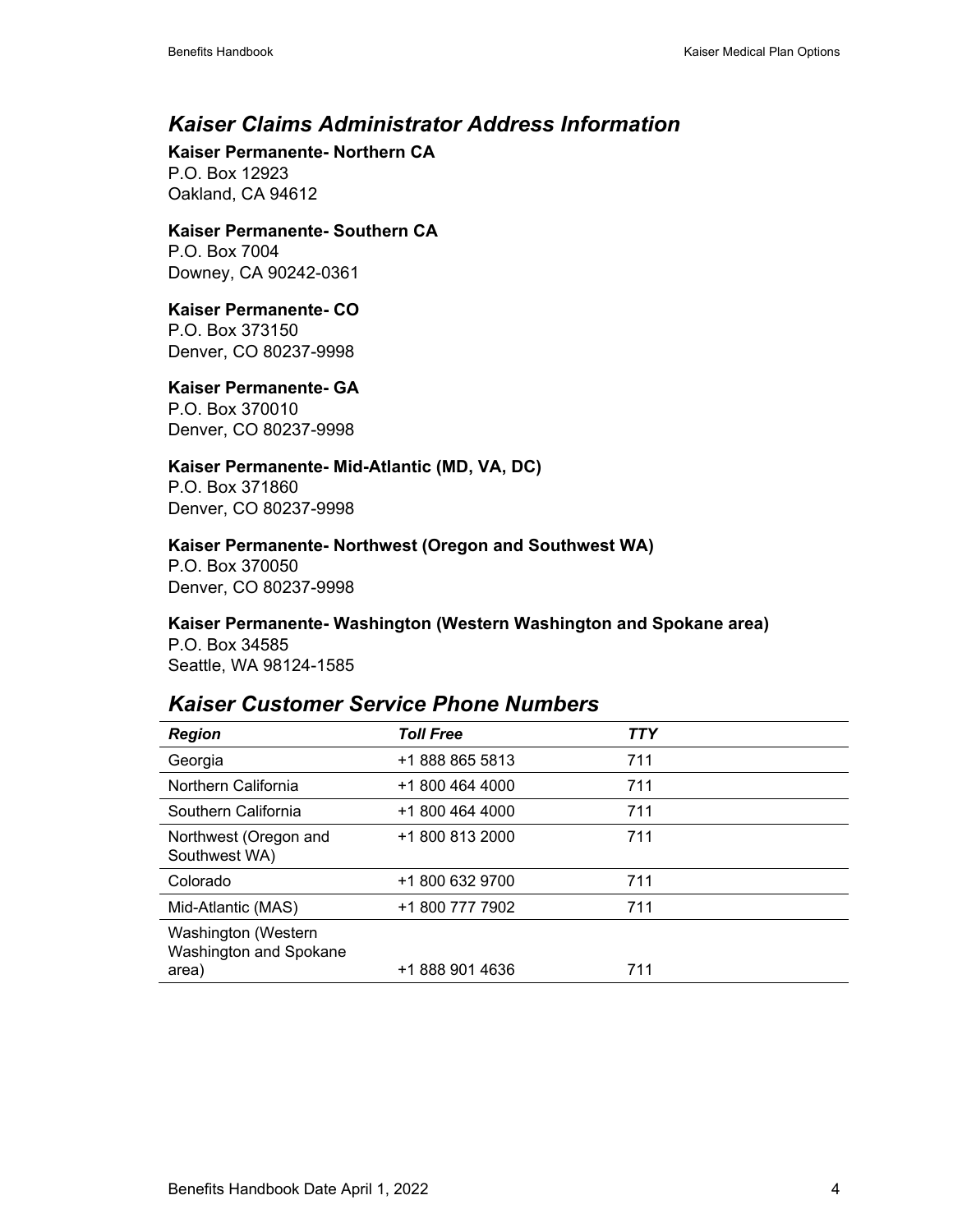## *Kaiser Claims Administrator Address Information*

**Kaiser Permanente- Northern CA**
P.O. Box 12923
Oakland, CA 94612

**Kaiser Permanente- Southern CA**
P.O. Box 7004
Downey, CA 90242-0361

**Kaiser Permanente- CO**
P.O. Box 373150
Denver, CO 80237-9998

**Kaiser Permanente- GA**
P.O. Box 370010
Denver, CO 80237-9998

**Kaiser Permanente- Mid-Atlantic (MD, VA, DC)**
P.O. Box 371860
Denver, CO 80237-9998

**Kaiser Permanente- Northwest (Oregon and Southwest WA)**
P.O. Box 370050
Denver, CO 80237-9998

**Kaiser Permanente- Washington (Western Washington and Spokane area)**
P.O. Box 34585
Seattle, WA 98124-1585

## *Kaiser Customer Service Phone Numbers*

| *Region* | *Toll Free* | *TTY* |
|---|---|---|
| Georgia | +1 888 865 5813 | 711 |
| Northern California | +1 800 464 4000 | 711 |
| Southern California | +1 800 464 4000 | 711 |
| Northwest (Oregon and Southwest WA) | +1 800 813 2000 | 711 |
| Colorado | +1 800 632 9700 | 711 |
| Mid-Atlantic (MAS) | +1 800 777 7902 | 711 |
| Washington (Western Washington and Spokane area) | +1 888 901 4636 | 711 |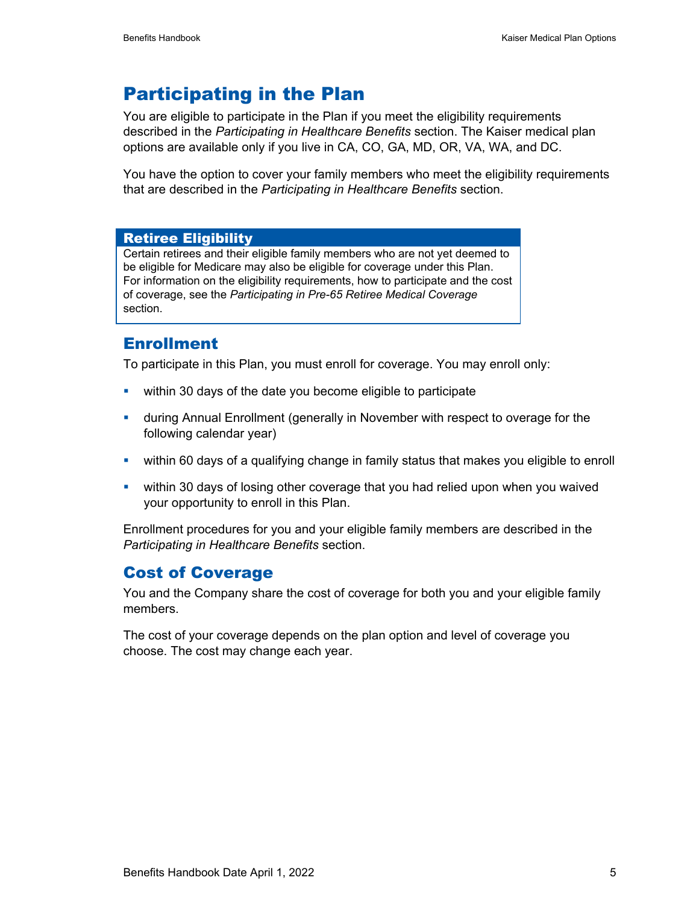# Participating in the Plan

You are eligible to participate in the Plan if you meet the eligibility requirements described in the *Participating in Healthcare Benefits* section. The Kaiser medical plan options are available only if you live in CA, CO, GA, MD, OR, VA, WA, and DC.

You have the option to cover your family members who meet the eligibility requirements that are described in the *Participating in Healthcare Benefits* section.

> **Retiree Eligibility**
>
> Certain retirees and their eligible family members who are not yet deemed to be eligible for Medicare may also be eligible for coverage under this Plan. For information on the eligibility requirements, how to participate and the cost of coverage, see the *Participating in Pre-65 Retiree Medical Coverage* section.

## Enrollment

To participate in this Plan, you must enroll for coverage. You may enroll only:

- within 30 days of the date you become eligible to participate
- during Annual Enrollment (generally in November with respect to overage for the following calendar year)
- within 60 days of a qualifying change in family status that makes you eligible to enroll
- within 30 days of losing other coverage that you had relied upon when you waived your opportunity to enroll in this Plan.

Enrollment procedures for you and your eligible family members are described in the *Participating in Healthcare Benefits* section.

## Cost of Coverage

You and the Company share the cost of coverage for both you and your eligible family members.

The cost of your coverage depends on the plan option and level of coverage you choose. The cost may change each year.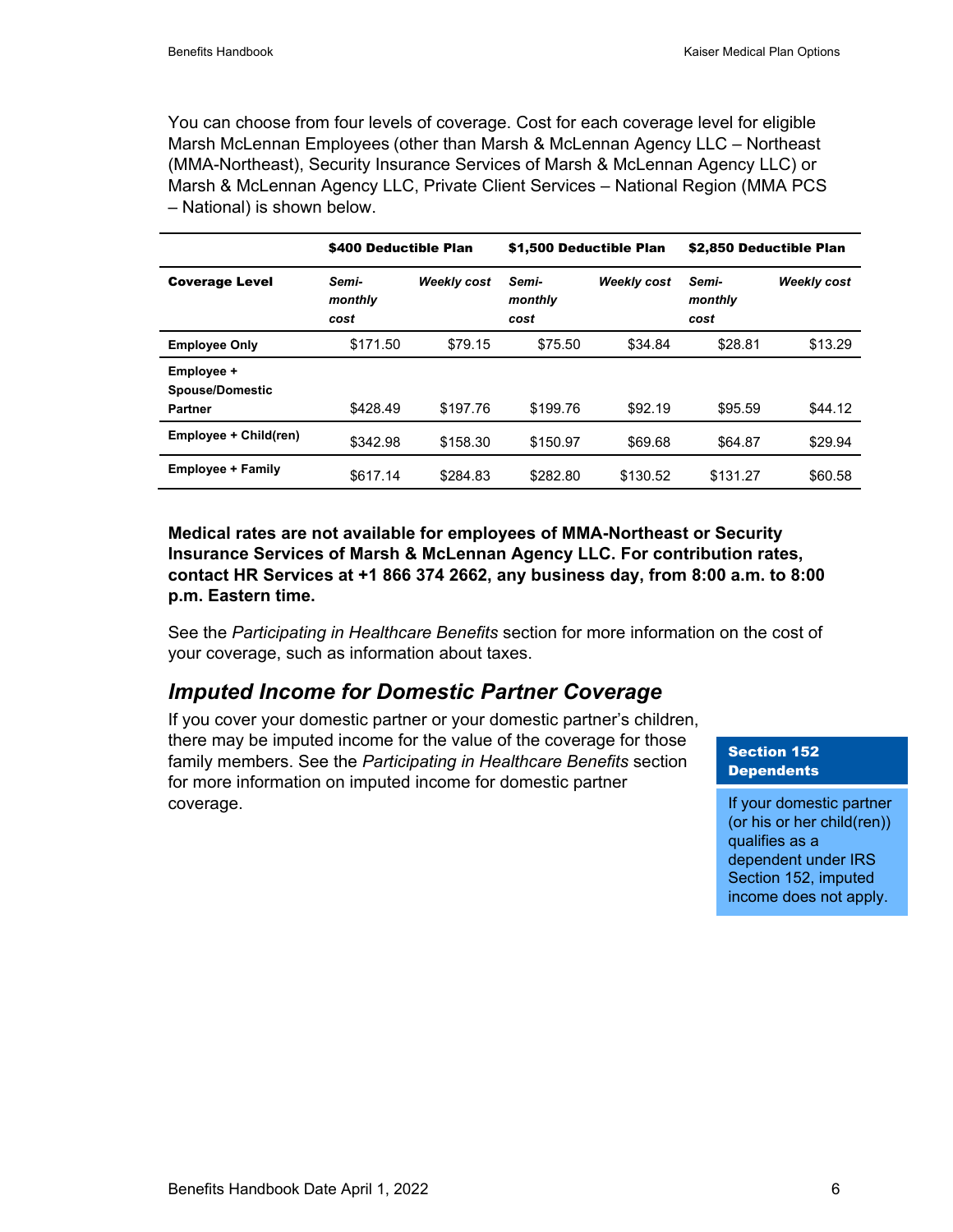You can choose from four levels of coverage. Cost for each coverage level for eligible Marsh McLennan Employees (other than Marsh & McLennan Agency LLC – Northeast (MMA-Northeast), Security Insurance Services of Marsh & McLennan Agency LLC) or Marsh & McLennan Agency LLC, Private Client Services – National Region (MMA PCS – National) is shown below.

| | $400 Deductible Plan | | $1,500 Deductible Plan | | $2,850 Deductible Plan | |
|---|---|---|---|---|---|---|
| **Coverage Level** | *Semi-monthly cost* | *Weekly cost* | *Semi-monthly cost* | *Weekly cost* | *Semi-monthly cost* | *Weekly cost* |
| **Employee Only** | $171.50 | $79.15 | $75.50 | $34.84 | $28.81 | $13.29 |
| **Employee + Spouse/Domestic Partner** | $428.49 | $197.76 | $199.76 | $92.19 | $95.59 | $44.12 |
| **Employee + Child(ren)** | $342.98 | $158.30 | $150.97 | $69.68 | $64.87 | $29.94 |
| **Employee + Family** | $617.14 | $284.83 | $282.80 | $130.52 | $131.27 | $60.58 |

**Medical rates are not available for employees of MMA-Northeast or Security Insurance Services of Marsh & McLennan Agency LLC. For contribution rates, contact HR Services at +1 866 374 2662, any business day, from 8:00 a.m. to 8:00 p.m. Eastern time.**

See the *Participating in Healthcare Benefits* section for more information on the cost of your coverage, such as information about taxes.

## *Imputed Income for Domestic Partner Coverage*

If you cover your domestic partner or your domestic partner's children, there may be imputed income for the value of the coverage for those family members. See the *Participating in Healthcare Benefits* section for more information on imputed income for domestic partner coverage.

**Section 152 Dependents**

If your domestic partner (or his or her child(ren)) qualifies as a dependent under IRS Section 152, imputed income does not apply.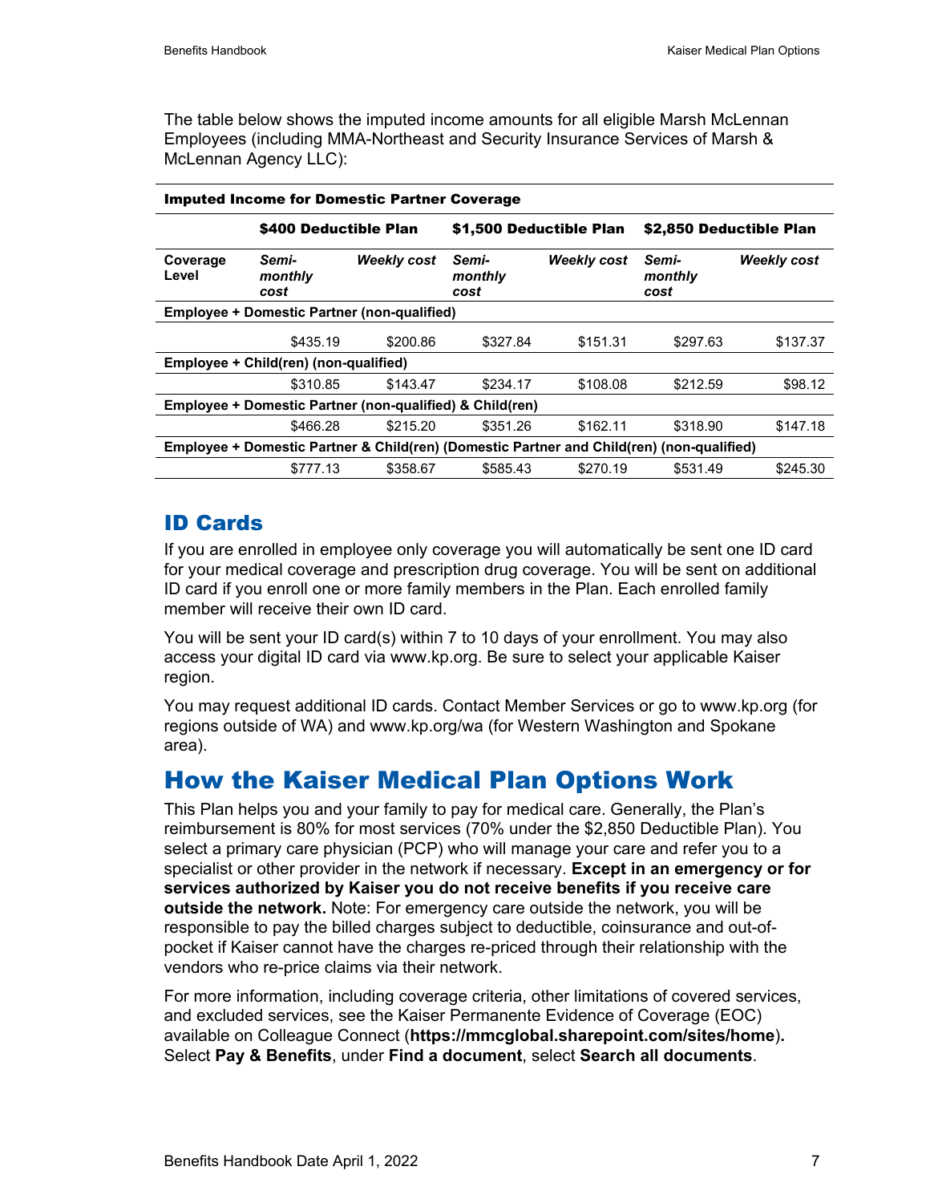The table below shows the imputed income amounts for all eligible Marsh McLennan Employees (including MMA-Northeast and Security Insurance Services of Marsh & McLennan Agency LLC):

**Imputed Income for Domestic Partner Coverage**

| | $400 Deductible Plan | | $1,500 Deductible Plan | | $2,850 Deductible Plan | |
|---|---|---|---|---|---|---|
| **Coverage Level** | ***Semi-monthly cost*** | ***Weekly cost*** | ***Semi-monthly cost*** | ***Weekly cost*** | ***Semi-monthly cost*** | ***Weekly cost*** |
| **Employee + Domestic Partner (non-qualified)** | | | | | | |
| | $435.19 | $200.86 | $327.84 | $151.31 | $297.63 | $137.37 |
| **Employee + Child(ren) (non-qualified)** | | | | | | |
| | $310.85 | $143.47 | $234.17 | $108.08 | $212.59 | $98.12 |
| **Employee + Domestic Partner (non-qualified) & Child(ren)** | | | | | | |
| | $466.28 | $215.20 | $351.26 | $162.11 | $318.90 | $147.18 |
| **Employee + Domestic Partner & Child(ren) (Domestic Partner and Child(ren) (non-qualified)** | | | | | | |
| | $777.13 | $358.67 | $585.43 | $270.19 | $531.49 | $245.30 |

## ID Cards

If you are enrolled in employee only coverage you will automatically be sent one ID card for your medical coverage and prescription drug coverage. You will be sent on additional ID card if you enroll one or more family members in the Plan. Each enrolled family member will receive their own ID card.

You will be sent your ID card(s) within 7 to 10 days of your enrollment. You may also access your digital ID card via www.kp.org. Be sure to select your applicable Kaiser region.

You may request additional ID cards. Contact Member Services or go to www.kp.org (for regions outside of WA) and www.kp.org/wa (for Western Washington and Spokane area).

# How the Kaiser Medical Plan Options Work

This Plan helps you and your family to pay for medical care. Generally, the Plan's reimbursement is 80% for most services (70% under the $2,850 Deductible Plan). You select a primary care physician (PCP) who will manage your care and refer you to a specialist or other provider in the network if necessary. **Except in an emergency or for services authorized by Kaiser you do not receive benefits if you receive care outside the network.** Note: For emergency care outside the network, you will be responsible to pay the billed charges subject to deductible, coinsurance and out-of-pocket if Kaiser cannot have the charges re-priced through their relationship with the vendors who re-price claims via their network.

For more information, including coverage criteria, other limitations of covered services, and excluded services, see the Kaiser Permanente Evidence of Coverage (EOC) available on Colleague Connect (**https://mmcglobal.sharepoint.com/sites/home**). Select **Pay & Benefits**, under **Find a document**, select **Search all documents**.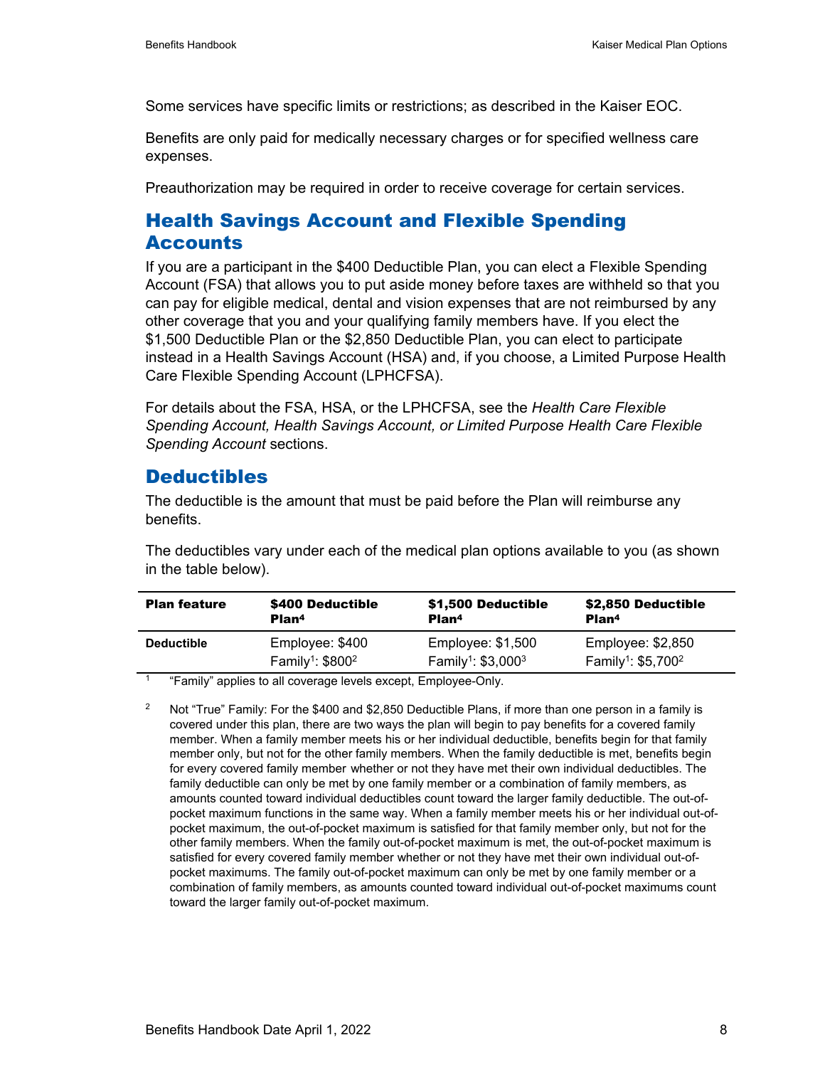Some services have specific limits or restrictions; as described in the Kaiser EOC.

Benefits are only paid for medically necessary charges or for specified wellness care expenses.

Preauthorization may be required in order to receive coverage for certain services.

## Health Savings Account and Flexible Spending Accounts

If you are a participant in the $400 Deductible Plan, you can elect a Flexible Spending Account (FSA) that allows you to put aside money before taxes are withheld so that you can pay for eligible medical, dental and vision expenses that are not reimbursed by any other coverage that you and your qualifying family members have. If you elect the $1,500 Deductible Plan or the $2,850 Deductible Plan, you can elect to participate instead in a Health Savings Account (HSA) and, if you choose, a Limited Purpose Health Care Flexible Spending Account (LPHCFSA).

For details about the FSA, HSA, or the LPHCFSA, see the *Health Care Flexible Spending Account, Health Savings Account, or Limited Purpose Health Care Flexible Spending Account* sections.

## Deductibles

The deductible is the amount that must be paid before the Plan will reimburse any benefits.

The deductibles vary under each of the medical plan options available to you (as shown in the table below).

| Plan feature | $400 Deductible Plan[4] | $1,500 Deductible Plan[4] | $2,850 Deductible Plan[4] |
|---|---|---|---|
| **Deductible** | Employee: $400<br>Family[1]: $800[2] | Employee: $1,500<br>Family[1]: $3,000[3] | Employee: $2,850<br>Family[1]: $5,700[2] |

[1] "Family" applies to all coverage levels except, Employee-Only.

[2] Not "True" Family: For the $400 and $2,850 Deductible Plans, if more than one person in a family is covered under this plan, there are two ways the plan will begin to pay benefits for a covered family member. When a family member meets his or her individual deductible, benefits begin for that family member only, but not for the other family members. When the family deductible is met, benefits begin for every covered family member whether or not they have met their own individual deductibles. The family deductible can only be met by one family member or a combination of family members, as amounts counted toward individual deductibles count toward the larger family deductible. The out-of-pocket maximum functions in the same way. When a family member meets his or her individual out-of-pocket maximum, the out-of-pocket maximum is satisfied for that family member only, but not for the other family members. When the family out-of-pocket maximum is met, the out-of-pocket maximum is satisfied for every covered family member whether or not they have met their own individual out-of-pocket maximums. The family out-of-pocket maximum can only be met by one family member or a combination of family members, as amounts counted toward individual out-of-pocket maximums count toward the larger family out-of-pocket maximum.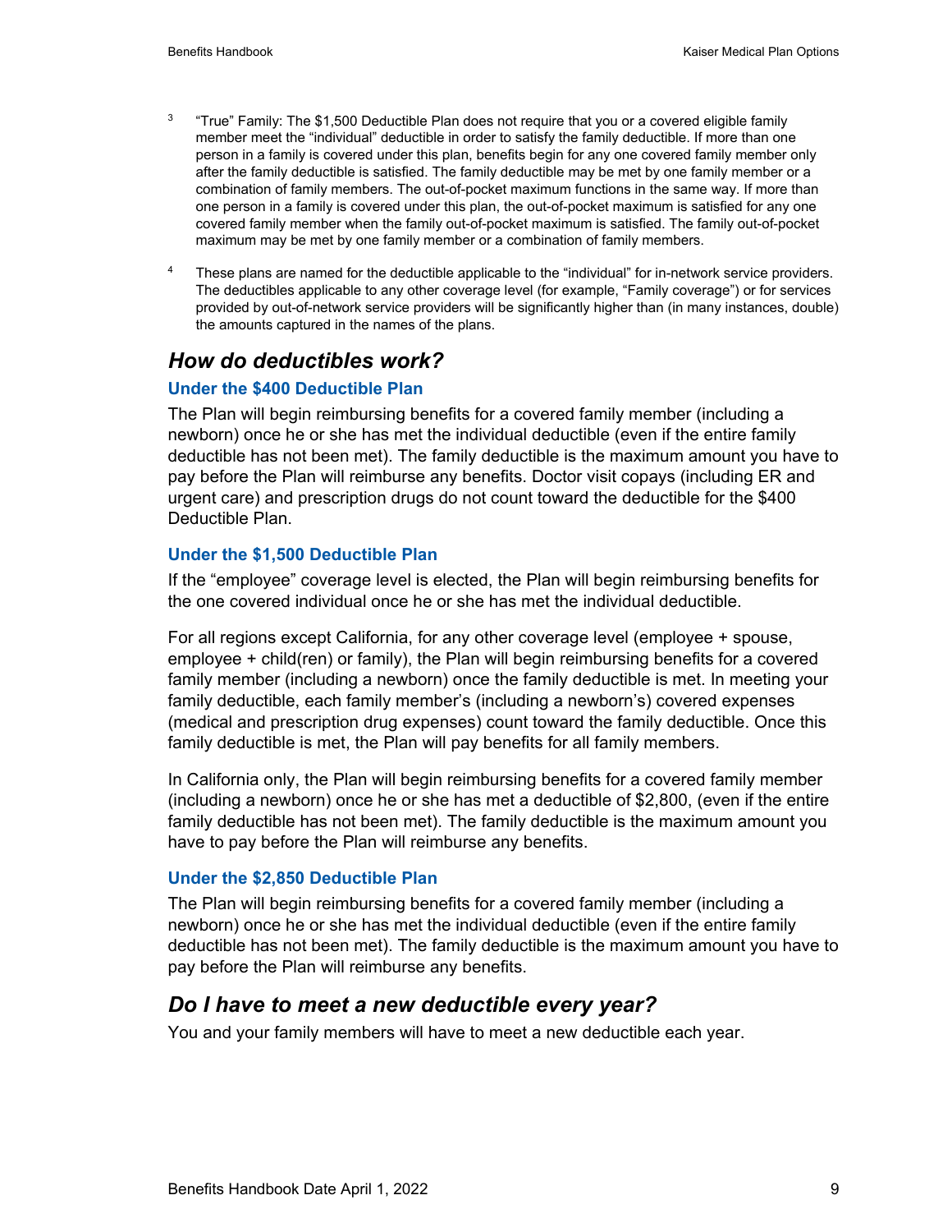[3] "True" Family: The $1,500 Deductible Plan does not require that you or a covered eligible family member meet the "individual" deductible in order to satisfy the family deductible. If more than one person in a family is covered under this plan, benefits begin for any one covered family member only after the family deductible is satisfied. The family deductible may be met by one family member or a combination of family members. The out-of-pocket maximum functions in the same way. If more than one person in a family is covered under this plan, the out-of-pocket maximum is satisfied for any one covered family member when the family out-of-pocket maximum is satisfied. The family out-of-pocket maximum may be met by one family member or a combination of family members.

[4] These plans are named for the deductible applicable to the "individual" for in-network service providers. The deductibles applicable to any other coverage level (for example, "Family coverage") or for services provided by out-of-network service providers will be significantly higher than (in many instances, double) the amounts captured in the names of the plans.

## *How do deductibles work?*

### Under the $400 Deductible Plan

The Plan will begin reimbursing benefits for a covered family member (including a newborn) once he or she has met the individual deductible (even if the entire family deductible has not been met). The family deductible is the maximum amount you have to pay before the Plan will reimburse any benefits. Doctor visit copays (including ER and urgent care) and prescription drugs do not count toward the deductible for the $400 Deductible Plan.

### Under the $1,500 Deductible Plan

If the "employee" coverage level is elected, the Plan will begin reimbursing benefits for the one covered individual once he or she has met the individual deductible.

For all regions except California, for any other coverage level (employee + spouse, employee + child(ren) or family), the Plan will begin reimbursing benefits for a covered family member (including a newborn) once the family deductible is met. In meeting your family deductible, each family member's (including a newborn's) covered expenses (medical and prescription drug expenses) count toward the family deductible. Once this family deductible is met, the Plan will pay benefits for all family members.

In California only, the Plan will begin reimbursing benefits for a covered family member (including a newborn) once he or she has met a deductible of $2,800, (even if the entire family deductible has not been met). The family deductible is the maximum amount you have to pay before the Plan will reimburse any benefits.

### Under the $2,850 Deductible Plan

The Plan will begin reimbursing benefits for a covered family member (including a newborn) once he or she has met the individual deductible (even if the entire family deductible has not been met). The family deductible is the maximum amount you have to pay before the Plan will reimburse any benefits.

## *Do I have to meet a new deductible every year?*

You and your family members will have to meet a new deductible each year.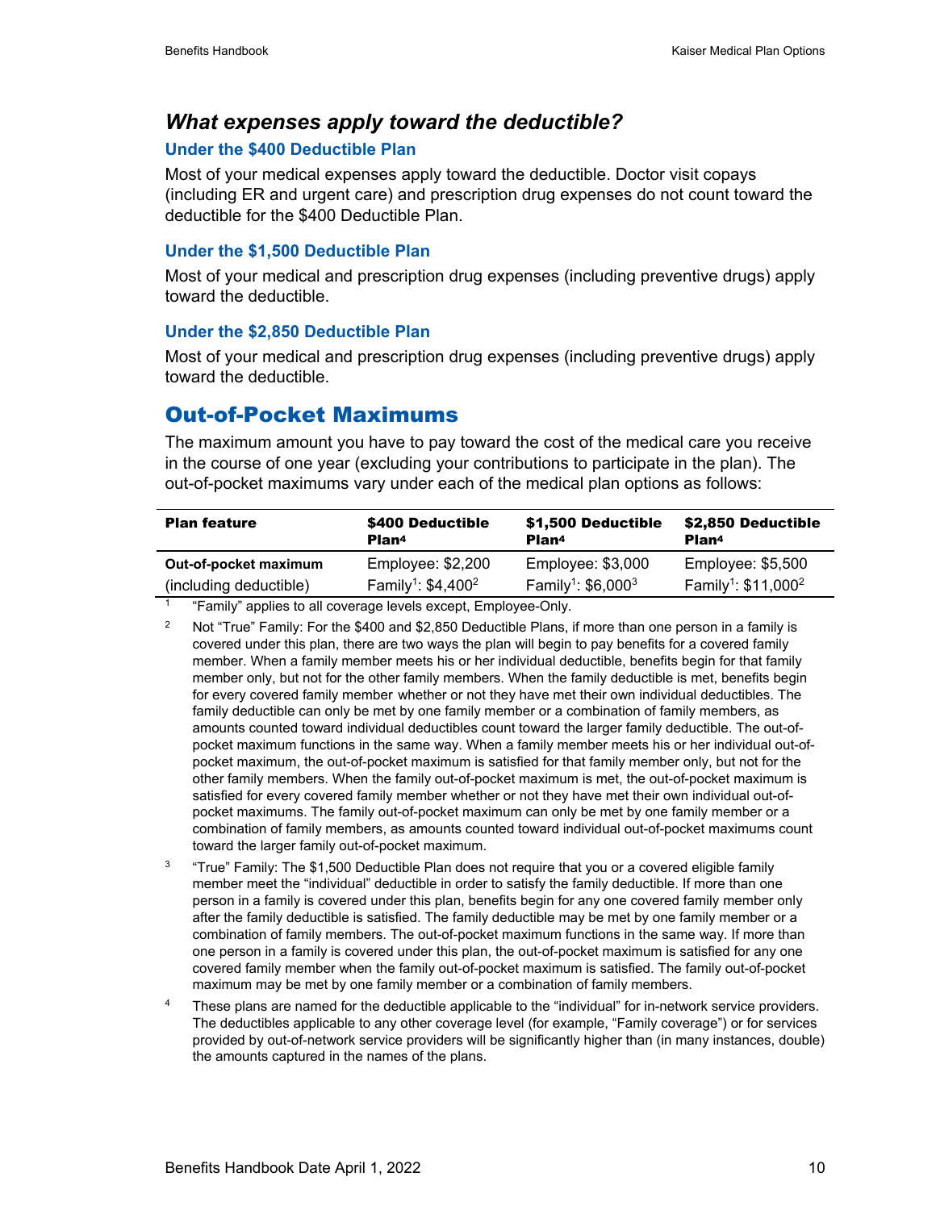## *What expenses apply toward the deductible?*

### Under the $400 Deductible Plan

Most of your medical expenses apply toward the deductible. Doctor visit copays (including ER and urgent care) and prescription drug expenses do not count toward the deductible for the $400 Deductible Plan.

### Under the $1,500 Deductible Plan

Most of your medical and prescription drug expenses (including preventive drugs) apply toward the deductible.

### Under the $2,850 Deductible Plan

Most of your medical and prescription drug expenses (including preventive drugs) apply toward the deductible.

## Out-of-Pocket Maximums

The maximum amount you have to pay toward the cost of the medical care you receive in the course of one year (excluding your contributions to participate in the plan). The out-of-pocket maximums vary under each of the medical plan options as follows:

| Plan feature | $400 Deductible Plan[4] | $1,500 Deductible Plan[4] | $2,850 Deductible Plan[4] |
|---|---|---|---|
| **Out-of-pocket maximum** (including deductible) | Employee: $2,200<br>Family[1]: $4,400[2] | Employee: $3,000<br>Family[1]: $6,000[3] | Employee: $5,500<br>Family[1]: $11,000[2] |

[1] "Family" applies to all coverage levels except, Employee-Only.

[2] Not "True" Family: For the $400 and $2,850 Deductible Plans, if more than one person in a family is covered under this plan, there are two ways the plan will begin to pay benefits for a covered family member. When a family member meets his or her individual deductible, benefits begin for that family member only, but not for the other family members. When the family deductible is met, benefits begin for every covered family member whether or not they have met their own individual deductibles. The family deductible can only be met by one family member or a combination of family members, as amounts counted toward individual deductibles count toward the larger family deductible. The out-of-pocket maximum functions in the same way. When a family member meets his or her individual out-of-pocket maximum, the out-of-pocket maximum is satisfied for that family member only, but not for the other family members. When the family out-of-pocket maximum is met, the out-of-pocket maximum is satisfied for every covered family member whether or not they have met their own individual out-of-pocket maximums. The family out-of-pocket maximum can only be met by one family member or a combination of family members, as amounts counted toward individual out-of-pocket maximums count toward the larger family out-of-pocket maximum.

[3] "True" Family: The $1,500 Deductible Plan does not require that you or a covered eligible family member meet the "individual" deductible in order to satisfy the family deductible. If more than one person in a family is covered under this plan, benefits begin for any one covered family member only after the family deductible is satisfied. The family deductible may be met by one family member or a combination of family members. The out-of-pocket maximum functions in the same way. If more than one person in a family is covered under this plan, the out-of-pocket maximum is satisfied for any one covered family member when the family out-of-pocket maximum is satisfied. The family out-of-pocket maximum may be met by one family member or a combination of family members.

[4] These plans are named for the deductible applicable to the "individual" for in-network service providers. The deductibles applicable to any other coverage level (for example, "Family coverage") or for services provided by out-of-network service providers will be significantly higher than (in many instances, double) the amounts captured in the names of the plans.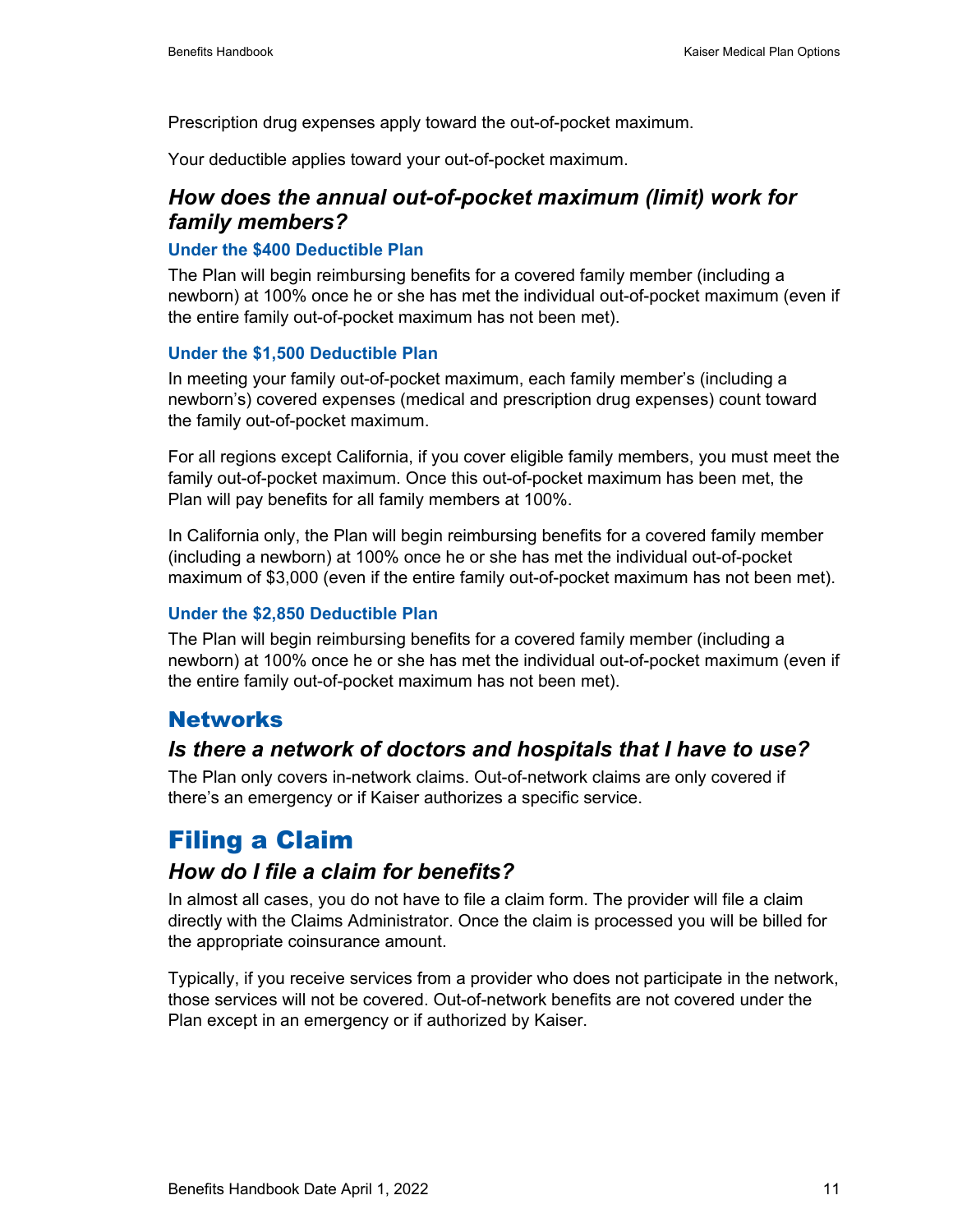Prescription drug expenses apply toward the out-of-pocket maximum.

Your deductible applies toward your out-of-pocket maximum.

### *How does the annual out-of-pocket maximum (limit) work for family members?*

#### Under the $400 Deductible Plan

The Plan will begin reimbursing benefits for a covered family member (including a newborn) at 100% once he or she has met the individual out-of-pocket maximum (even if the entire family out-of-pocket maximum has not been met).

#### Under the $1,500 Deductible Plan

In meeting your family out-of-pocket maximum, each family member's (including a newborn's) covered expenses (medical and prescription drug expenses) count toward the family out-of-pocket maximum.

For all regions except California, if you cover eligible family members, you must meet the family out-of-pocket maximum. Once this out-of-pocket maximum has been met, the Plan will pay benefits for all family members at 100%.

In California only, the Plan will begin reimbursing benefits for a covered family member (including a newborn) at 100% once he or she has met the individual out-of-pocket maximum of $3,000 (even if the entire family out-of-pocket maximum has not been met).

#### Under the $2,850 Deductible Plan

The Plan will begin reimbursing benefits for a covered family member (including a newborn) at 100% once he or she has met the individual out-of-pocket maximum (even if the entire family out-of-pocket maximum has not been met).

## Networks

### *Is there a network of doctors and hospitals that I have to use?*

The Plan only covers in-network claims. Out-of-network claims are only covered if there's an emergency or if Kaiser authorizes a specific service.

# Filing a Claim

### *How do I file a claim for benefits?*

In almost all cases, you do not have to file a claim form. The provider will file a claim directly with the Claims Administrator. Once the claim is processed you will be billed for the appropriate coinsurance amount.

Typically, if you receive services from a provider who does not participate in the network, those services will not be covered. Out-of-network benefits are not covered under the Plan except in an emergency or if authorized by Kaiser.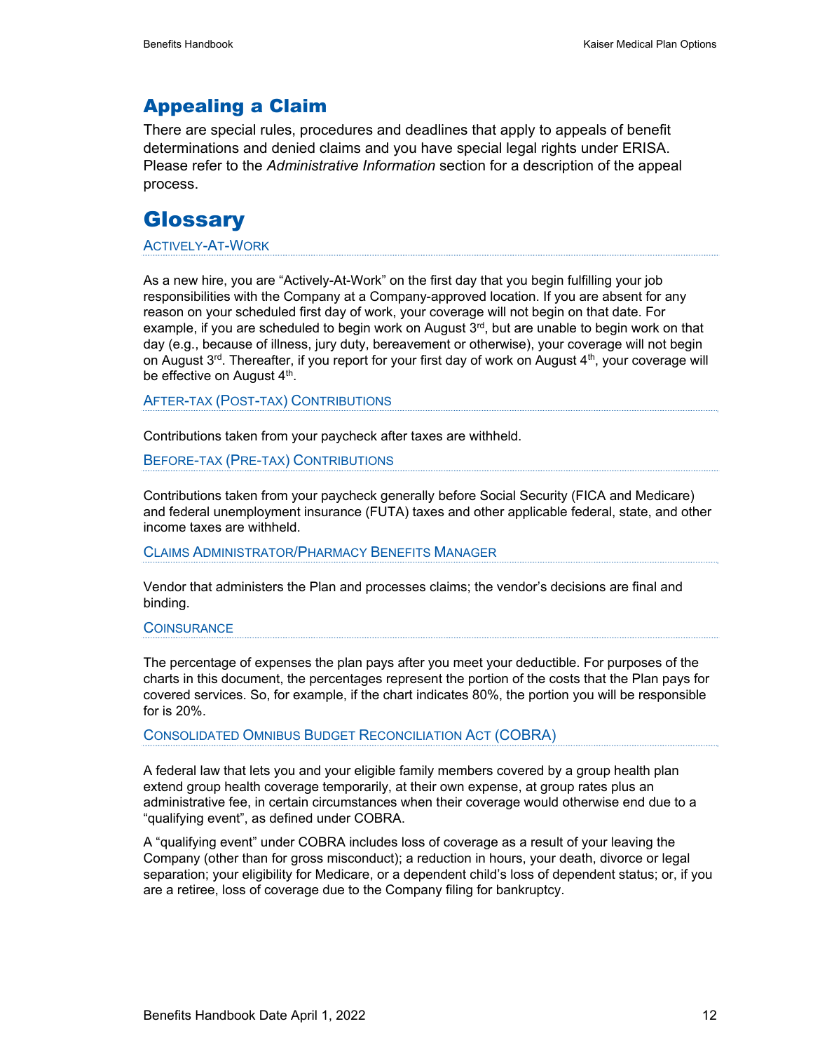## Appealing a Claim

There are special rules, procedures and deadlines that apply to appeals of benefit determinations and denied claims and you have special legal rights under ERISA. Please refer to the *Administrative Information* section for a description of the appeal process.

# Glossary

### Actively-At-Work

As a new hire, you are "Actively-At-Work" on the first day that you begin fulfilling your job responsibilities with the Company at a Company-approved location. If you are absent for any reason on your scheduled first day of work, your coverage will not begin on that date. For example, if you are scheduled to begin work on August 3rd, but are unable to begin work on that day (e.g., because of illness, jury duty, bereavement or otherwise), your coverage will not begin on August 3rd. Thereafter, if you report for your first day of work on August 4th, your coverage will be effective on August 4th.

### After-tax (Post-tax) Contributions

Contributions taken from your paycheck after taxes are withheld.

### Before-tax (Pre-tax) Contributions

Contributions taken from your paycheck generally before Social Security (FICA and Medicare) and federal unemployment insurance (FUTA) taxes and other applicable federal, state, and other income taxes are withheld.

### Claims Administrator/Pharmacy Benefits Manager

Vendor that administers the Plan and processes claims; the vendor's decisions are final and binding.

### Coinsurance

The percentage of expenses the plan pays after you meet your deductible. For purposes of the charts in this document, the percentages represent the portion of the costs that the Plan pays for covered services. So, for example, if the chart indicates 80%, the portion you will be responsible for is 20%.

### Consolidated Omnibus Budget Reconciliation Act (COBRA)

A federal law that lets you and your eligible family members covered by a group health plan extend group health coverage temporarily, at their own expense, at group rates plus an administrative fee, in certain circumstances when their coverage would otherwise end due to a "qualifying event", as defined under COBRA.

A "qualifying event" under COBRA includes loss of coverage as a result of your leaving the Company (other than for gross misconduct); a reduction in hours, your death, divorce or legal separation; your eligibility for Medicare, or a dependent child's loss of dependent status; or, if you are a retiree, loss of coverage due to the Company filing for bankruptcy.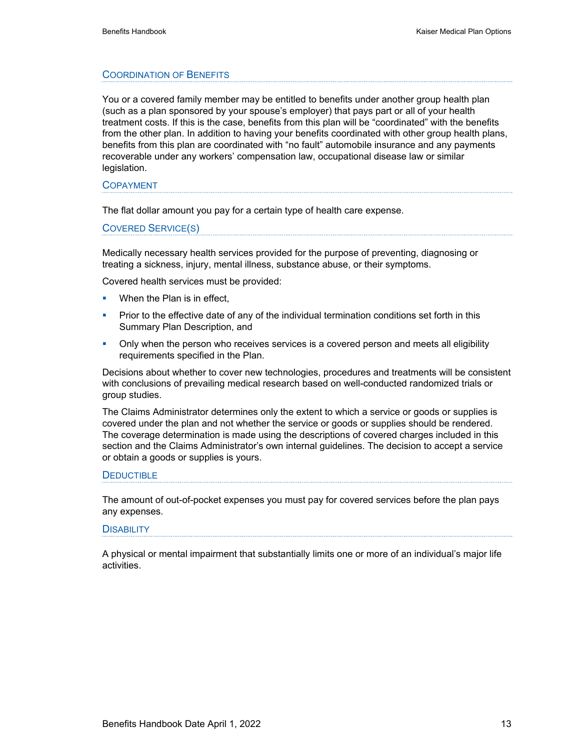### Coordination of Benefits

You or a covered family member may be entitled to benefits under another group health plan (such as a plan sponsored by your spouse's employer) that pays part or all of your health treatment costs. If this is the case, benefits from this plan will be "coordinated" with the benefits from the other plan. In addition to having your benefits coordinated with other group health plans, benefits from this plan are coordinated with "no fault" automobile insurance and any payments recoverable under any workers' compensation law, occupational disease law or similar legislation.

### Copayment

The flat dollar amount you pay for a certain type of health care expense.

### Covered Service(s)

Medically necessary health services provided for the purpose of preventing, diagnosing or treating a sickness, injury, mental illness, substance abuse, or their symptoms.

Covered health services must be provided:

- When the Plan is in effect,
- Prior to the effective date of any of the individual termination conditions set forth in this Summary Plan Description, and
- Only when the person who receives services is a covered person and meets all eligibility requirements specified in the Plan.

Decisions about whether to cover new technologies, procedures and treatments will be consistent with conclusions of prevailing medical research based on well-conducted randomized trials or group studies.

The Claims Administrator determines only the extent to which a service or goods or supplies is covered under the plan and not whether the service or goods or supplies should be rendered. The coverage determination is made using the descriptions of covered charges included in this section and the Claims Administrator's own internal guidelines. The decision to accept a service or obtain a goods or supplies is yours.

### Deductible

The amount of out-of-pocket expenses you must pay for covered services before the plan pays any expenses.

### Disability

A physical or mental impairment that substantially limits one or more of an individual's major life activities.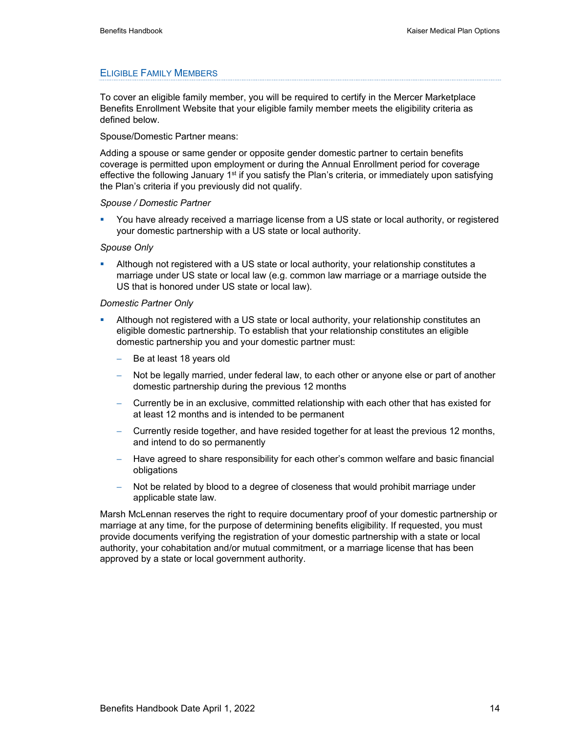## Eligible Family Members

To cover an eligible family member, you will be required to certify in the Mercer Marketplace Benefits Enrollment Website that your eligible family member meets the eligibility criteria as defined below.

Spouse/Domestic Partner means:

Adding a spouse or same gender or opposite gender domestic partner to certain benefits coverage is permitted upon employment or during the Annual Enrollment period for coverage effective the following January 1st if you satisfy the Plan's criteria, or immediately upon satisfying the Plan's criteria if you previously did not qualify.

*Spouse / Domestic Partner*

- You have already received a marriage license from a US state or local authority, or registered your domestic partnership with a US state or local authority.

*Spouse Only*

- Although not registered with a US state or local authority, your relationship constitutes a marriage under US state or local law (e.g. common law marriage or a marriage outside the US that is honored under US state or local law).

*Domestic Partner Only*

- Although not registered with a US state or local authority, your relationship constitutes an eligible domestic partnership. To establish that your relationship constitutes an eligible domestic partnership you and your domestic partner must:
  - Be at least 18 years old
  - Not be legally married, under federal law, to each other or anyone else or part of another domestic partnership during the previous 12 months
  - Currently be in an exclusive, committed relationship with each other that has existed for at least 12 months and is intended to be permanent
  - Currently reside together, and have resided together for at least the previous 12 months, and intend to do so permanently
  - Have agreed to share responsibility for each other's common welfare and basic financial obligations
  - Not be related by blood to a degree of closeness that would prohibit marriage under applicable state law.

Marsh McLennan reserves the right to require documentary proof of your domestic partnership or marriage at any time, for the purpose of determining benefits eligibility. If requested, you must provide documents verifying the registration of your domestic partnership with a state or local authority, your cohabitation and/or mutual commitment, or a marriage license that has been approved by a state or local government authority.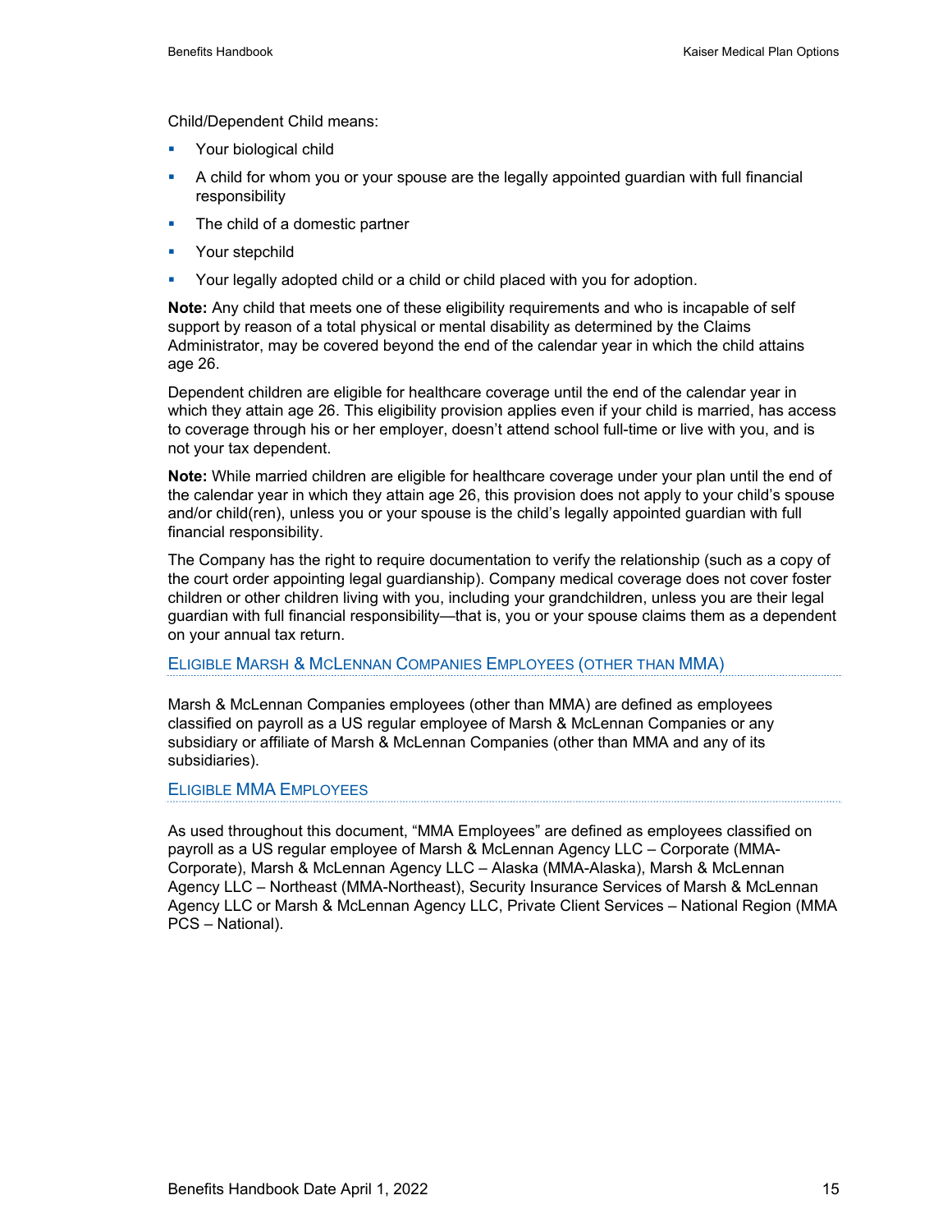Child/Dependent Child means:

- Your biological child
- A child for whom you or your spouse are the legally appointed guardian with full financial responsibility
- The child of a domestic partner
- Your stepchild
- Your legally adopted child or a child or child placed with you for adoption.

**Note:** Any child that meets one of these eligibility requirements and who is incapable of self support by reason of a total physical or mental disability as determined by the Claims Administrator, may be covered beyond the end of the calendar year in which the child attains age 26.

Dependent children are eligible for healthcare coverage until the end of the calendar year in which they attain age 26. This eligibility provision applies even if your child is married, has access to coverage through his or her employer, doesn't attend school full-time or live with you, and is not your tax dependent.

**Note:** While married children are eligible for healthcare coverage under your plan until the end of the calendar year in which they attain age 26, this provision does not apply to your child's spouse and/or child(ren), unless you or your spouse is the child's legally appointed guardian with full financial responsibility.

The Company has the right to require documentation to verify the relationship (such as a copy of the court order appointing legal guardianship). Company medical coverage does not cover foster children or other children living with you, including your grandchildren, unless you are their legal guardian with full financial responsibility—that is, you or your spouse claims them as a dependent on your annual tax return.

### Eligible Marsh & McLennan Companies Employees (other than MMA)

Marsh & McLennan Companies employees (other than MMA) are defined as employees classified on payroll as a US regular employee of Marsh & McLennan Companies or any subsidiary or affiliate of Marsh & McLennan Companies (other than MMA and any of its subsidiaries).

### Eligible MMA Employees

As used throughout this document, "MMA Employees" are defined as employees classified on payroll as a US regular employee of Marsh & McLennan Agency LLC – Corporate (MMA-Corporate), Marsh & McLennan Agency LLC – Alaska (MMA-Alaska), Marsh & McLennan Agency LLC – Northeast (MMA-Northeast), Security Insurance Services of Marsh & McLennan Agency LLC or Marsh & McLennan Agency LLC, Private Client Services – National Region (MMA PCS – National).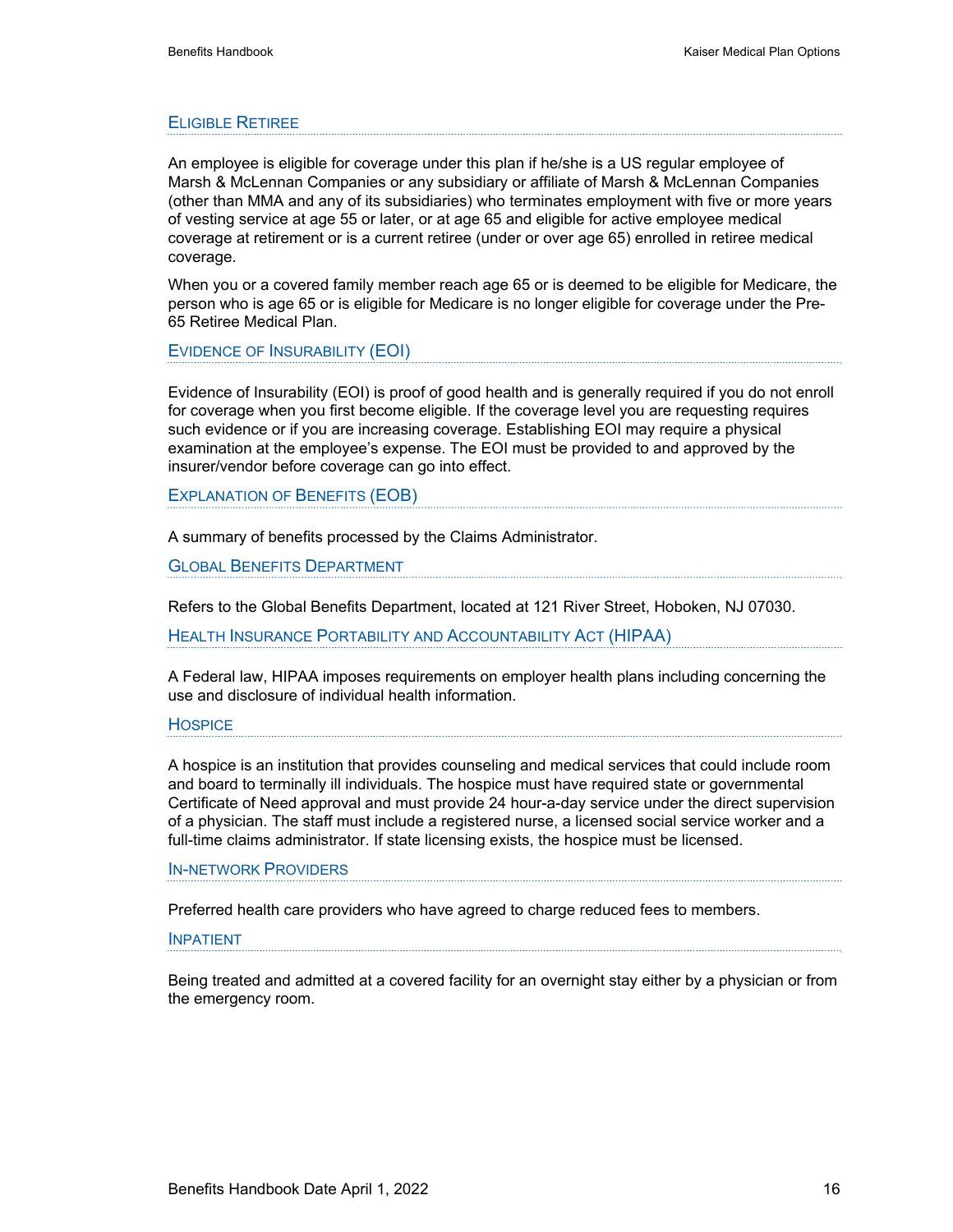### Eligible Retiree

An employee is eligible for coverage under this plan if he/she is a US regular employee of Marsh & McLennan Companies or any subsidiary or affiliate of Marsh & McLennan Companies (other than MMA and any of its subsidiaries) who terminates employment with five or more years of vesting service at age 55 or later, or at age 65 and eligible for active employee medical coverage at retirement or is a current retiree (under or over age 65) enrolled in retiree medical coverage.

When you or a covered family member reach age 65 or is deemed to be eligible for Medicare, the person who is age 65 or is eligible for Medicare is no longer eligible for coverage under the Pre-65 Retiree Medical Plan.

### Evidence of Insurability (EOI)

Evidence of Insurability (EOI) is proof of good health and is generally required if you do not enroll for coverage when you first become eligible. If the coverage level you are requesting requires such evidence or if you are increasing coverage. Establishing EOI may require a physical examination at the employee's expense. The EOI must be provided to and approved by the insurer/vendor before coverage can go into effect.

### Explanation of Benefits (EOB)

A summary of benefits processed by the Claims Administrator.

### Global Benefits Department

Refers to the Global Benefits Department, located at 121 River Street, Hoboken, NJ 07030.

### Health Insurance Portability and Accountability Act (HIPAA)

A Federal law, HIPAA imposes requirements on employer health plans including concerning the use and disclosure of individual health information.

### Hospice

A hospice is an institution that provides counseling and medical services that could include room and board to terminally ill individuals. The hospice must have required state or governmental Certificate of Need approval and must provide 24 hour-a-day service under the direct supervision of a physician. The staff must include a registered nurse, a licensed social service worker and a full-time claims administrator. If state licensing exists, the hospice must be licensed.

### In-network Providers

Preferred health care providers who have agreed to charge reduced fees to members.

### Inpatient

Being treated and admitted at a covered facility for an overnight stay either by a physician or from the emergency room.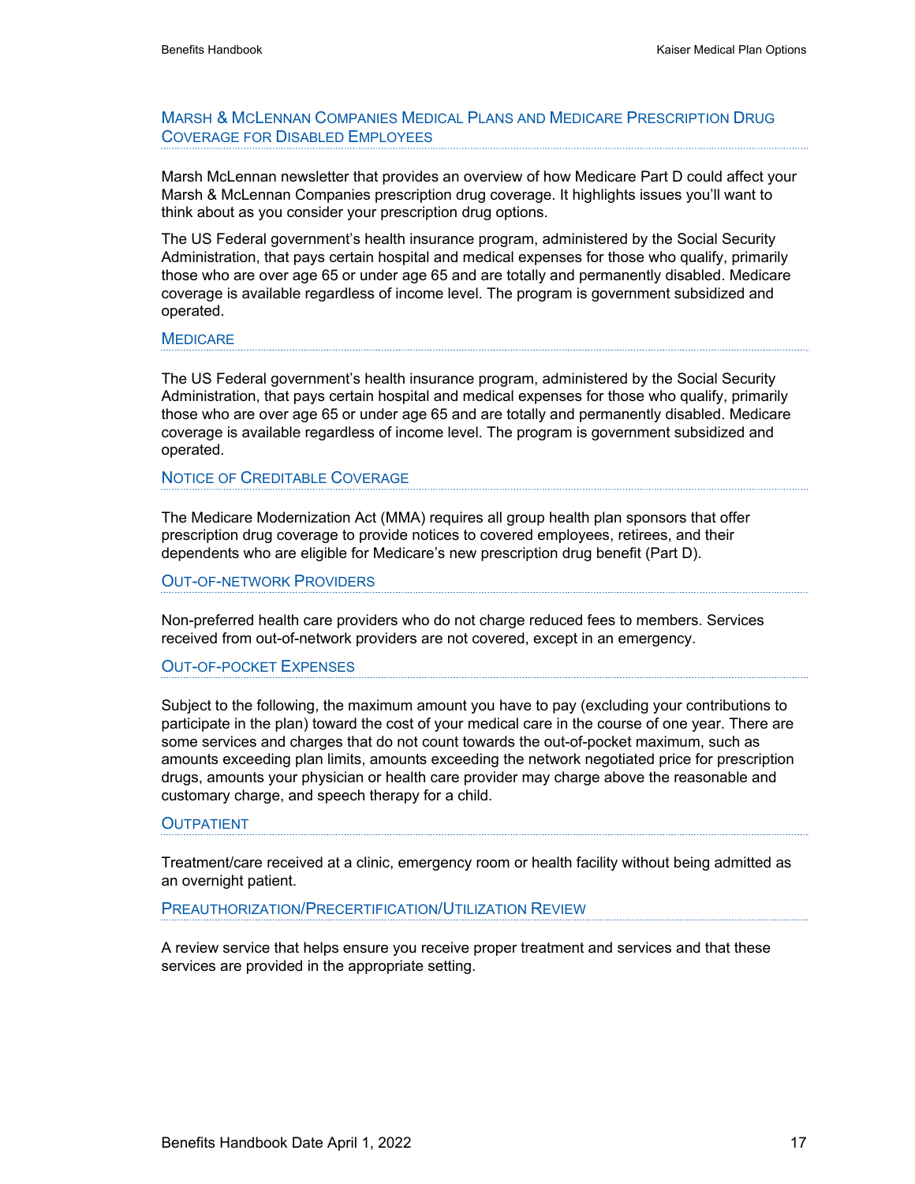### Marsh & McLennan Companies Medical Plans and Medicare Prescription Drug Coverage for Disabled Employees

Marsh McLennan newsletter that provides an overview of how Medicare Part D could affect your Marsh & McLennan Companies prescription drug coverage. It highlights issues you'll want to think about as you consider your prescription drug options.

The US Federal government's health insurance program, administered by the Social Security Administration, that pays certain hospital and medical expenses for those who qualify, primarily those who are over age 65 or under age 65 and are totally and permanently disabled. Medicare coverage is available regardless of income level. The program is government subsidized and operated.

### Medicare

The US Federal government's health insurance program, administered by the Social Security Administration, that pays certain hospital and medical expenses for those who qualify, primarily those who are over age 65 or under age 65 and are totally and permanently disabled. Medicare coverage is available regardless of income level. The program is government subsidized and operated.

### Notice of Creditable Coverage

The Medicare Modernization Act (MMA) requires all group health plan sponsors that offer prescription drug coverage to provide notices to covered employees, retirees, and their dependents who are eligible for Medicare's new prescription drug benefit (Part D).

### Out-of-network Providers

Non-preferred health care providers who do not charge reduced fees to members. Services received from out-of-network providers are not covered, except in an emergency.

### Out-of-pocket Expenses

Subject to the following, the maximum amount you have to pay (excluding your contributions to participate in the plan) toward the cost of your medical care in the course of one year. There are some services and charges that do not count towards the out-of-pocket maximum, such as amounts exceeding plan limits, amounts exceeding the network negotiated price for prescription drugs, amounts your physician or health care provider may charge above the reasonable and customary charge, and speech therapy for a child.

### Outpatient

Treatment/care received at a clinic, emergency room or health facility without being admitted as an overnight patient.

### Preauthorization/Precertification/Utilization Review

A review service that helps ensure you receive proper treatment and services and that these services are provided in the appropriate setting.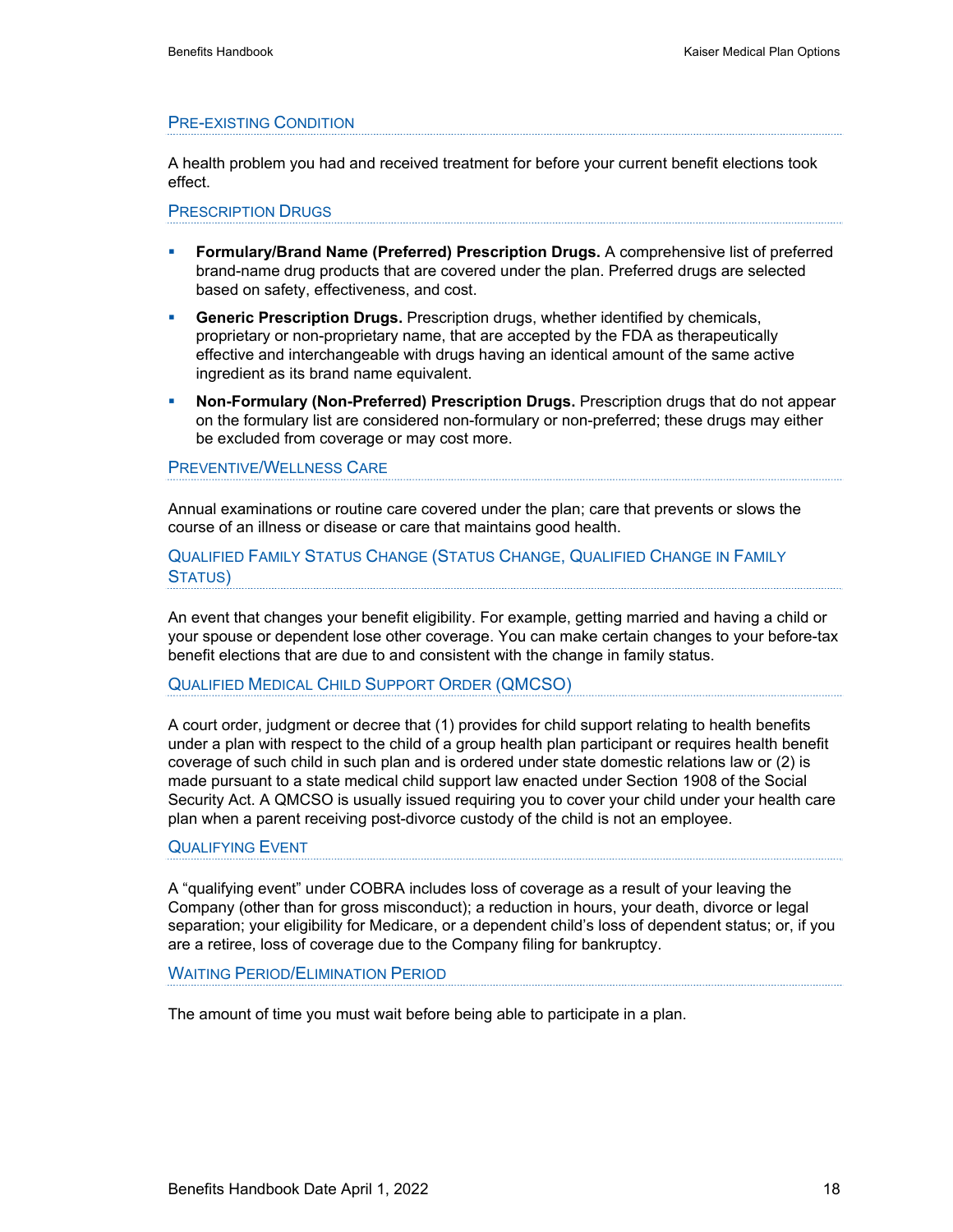## Pre-Existing Condition

A health problem you had and received treatment for before your current benefit elections took effect.

## Prescription Drugs

- **Formulary/Brand Name (Preferred) Prescription Drugs.** A comprehensive list of preferred brand-name drug products that are covered under the plan. Preferred drugs are selected based on safety, effectiveness, and cost.
- **Generic Prescription Drugs.** Prescription drugs, whether identified by chemicals, proprietary or non-proprietary name, that are accepted by the FDA as therapeutically effective and interchangeable with drugs having an identical amount of the same active ingredient as its brand name equivalent.
- **Non-Formulary (Non-Preferred) Prescription Drugs.** Prescription drugs that do not appear on the formulary list are considered non-formulary or non-preferred; these drugs may either be excluded from coverage or may cost more.

## Preventive/Wellness Care

Annual examinations or routine care covered under the plan; care that prevents or slows the course of an illness or disease or care that maintains good health.

## Qualified Family Status Change (Status Change, Qualified Change in Family Status)

An event that changes your benefit eligibility. For example, getting married and having a child or your spouse or dependent lose other coverage. You can make certain changes to your before-tax benefit elections that are due to and consistent with the change in family status.

## Qualified Medical Child Support Order (QMCSO)

A court order, judgment or decree that (1) provides for child support relating to health benefits under a plan with respect to the child of a group health plan participant or requires health benefit coverage of such child in such plan and is ordered under state domestic relations law or (2) is made pursuant to a state medical child support law enacted under Section 1908 of the Social Security Act. A QMCSO is usually issued requiring you to cover your child under your health care plan when a parent receiving post-divorce custody of the child is not an employee.

## Qualifying Event

A "qualifying event" under COBRA includes loss of coverage as a result of your leaving the Company (other than for gross misconduct); a reduction in hours, your death, divorce or legal separation; your eligibility for Medicare, or a dependent child's loss of dependent status; or, if you are a retiree, loss of coverage due to the Company filing for bankruptcy.

## Waiting Period/Elimination Period

The amount of time you must wait before being able to participate in a plan.